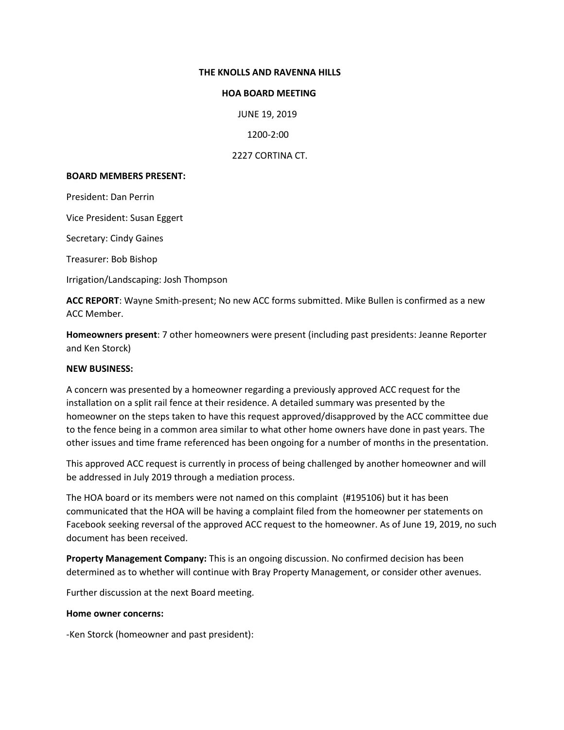# THE KNOLLS AND RAVENNA HILLS

## HOA BOARD MEETING

JUNE 19, 2019

1200-2:00

2227 CORTINA CT.

**BOARD MEMBERS PRESENT:**

President: Dan Perrin

Vice President: Susan Eggert

Secretary: Cindy Gaines

Treasurer: Bob Bishop

Irrigation/Landscaping: Josh Thompson

**ACC REPORT**: Wayne Smith-present; No new ACC forms submitted. Mike Bullen is confirmed as a new ACC Member.

**Homeowners present**: 7 other homeowners were present (including past presidents: Jeanne Reporter and Ken Storck)

**NEW BUSINESS:**

A concern was presented by a homeowner regarding a previously approved ACC request for the installation on a split rail fence at their residence. A detailed summary was presented by the homeowner on the steps taken to have this request approved/disapproved by the ACC committee due to the fence being in a common area similar to what other home owners have done in past years. The other issues and time frame referenced has been ongoing for a number of months in the presentation.

This approved ACC request is currently in process of being challenged by another homeowner and will be addressed in July 2019 through a mediation process.

The HOA board or its members were not named on this complaint (#195106) but it has been communicated that the HOA will be having a complaint filed from the homeowner per statements on Facebook seeking reversal of the approved ACC request to the homeowner. As of June 19, 2019, no such document has been received.

**Property Management Company:** This is an ongoing discussion. No confirmed decision has been determined as to whether will continue with Bray Property Management, or consider other avenues.

Further discussion at the next Board meeting.

**Home owner concerns:**

-Ken Storck (homeowner and past president):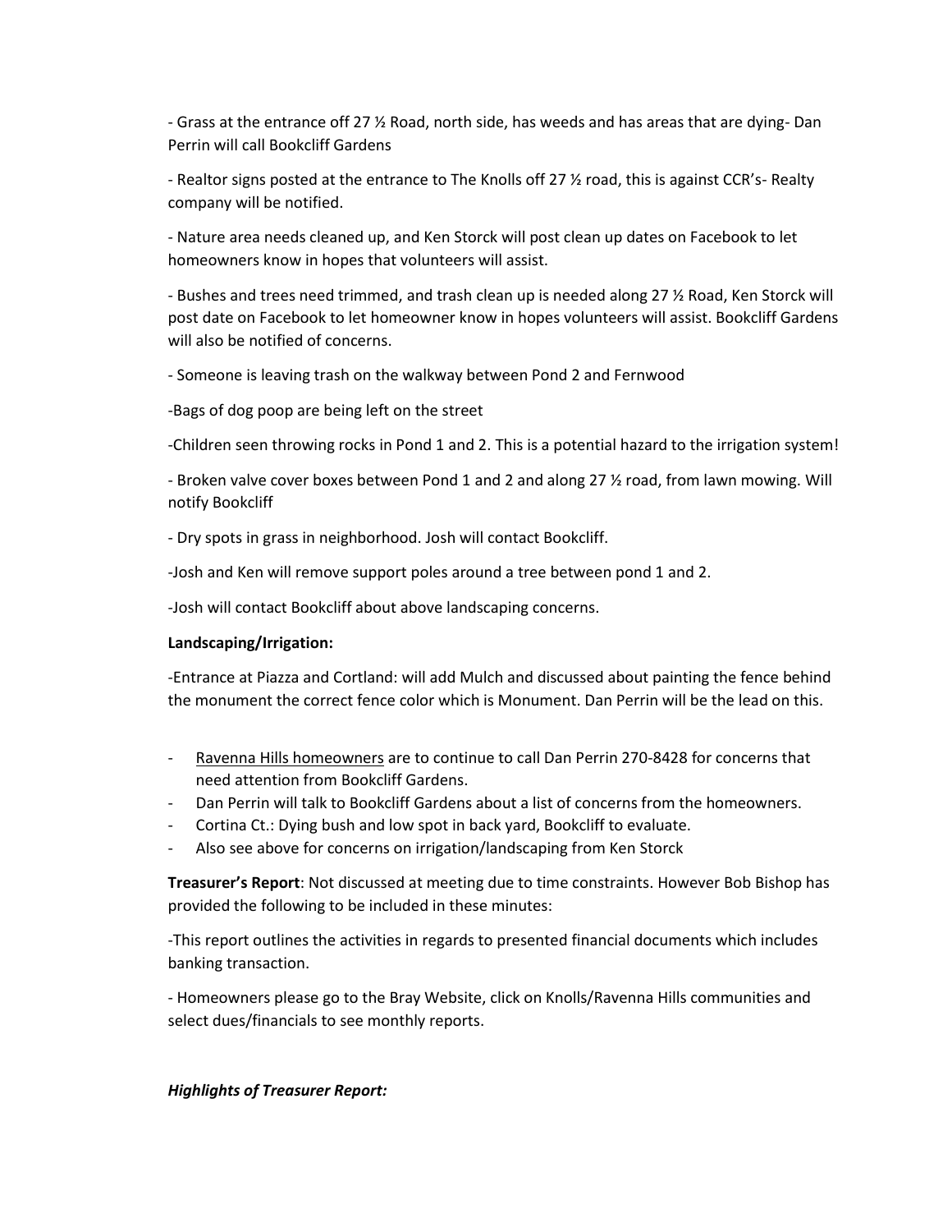- Grass at the entrance off 27 ½ Road, north side, has weeds and has areas that are dying- Dan Perrin will call Bookcliff Gardens

- Realtor signs posted at the entrance to The Knolls off 27 ½ road, this is against CCR's- Realty company will be notified.

- Nature area needs cleaned up, and Ken Storck will post clean up dates on Facebook to let homeowners know in hopes that volunteers will assist.

- Bushes and trees need trimmed, and trash clean up is needed along 27 ½ Road, Ken Storck will post date on Facebook to let homeowner know in hopes volunteers will assist. Bookcliff Gardens will also be notified of concerns.

- Someone is leaving trash on the walkway between Pond 2 and Fernwood

-Bags of dog poop are being left on the street

-Children seen throwing rocks in Pond 1 and 2. This is a potential hazard to the irrigation system!

- Broken valve cover boxes between Pond 1 and 2 and along 27 ½ road, from lawn mowing. Will notify Bookcliff

- Dry spots in grass in neighborhood. Josh will contact Bookcliff.

-Josh and Ken will remove support poles around a tree between pond 1 and 2.

-Josh will contact Bookcliff about above landscaping concerns.

**Landscaping/Irrigation:**

-Entrance at Piazza and Cortland: will add Mulch and discussed about painting the fence behind the monument the correct fence color which is Monument. Dan Perrin will be the lead on this.

- Ravenna Hills homeowners are to continue to call Dan Perrin 270-8428 for concerns that need attention from Bookcliff Gardens.
- Dan Perrin will talk to Bookcliff Gardens about a list of concerns from the homeowners.
- Cortina Ct.: Dying bush and low spot in back yard, Bookcliff to evaluate.
- Also see above for concerns on irrigation/landscaping from Ken Storck

**Treasurer's Report**: Not discussed at meeting due to time constraints. However Bob Bishop has provided the following to be included in these minutes:

-This report outlines the activities in regards to presented financial documents which includes banking transaction.

- Homeowners please go to the Bray Website, click on Knolls/Ravenna Hills communities and select dues/financials to see monthly reports.

***Highlights of Treasurer Report:***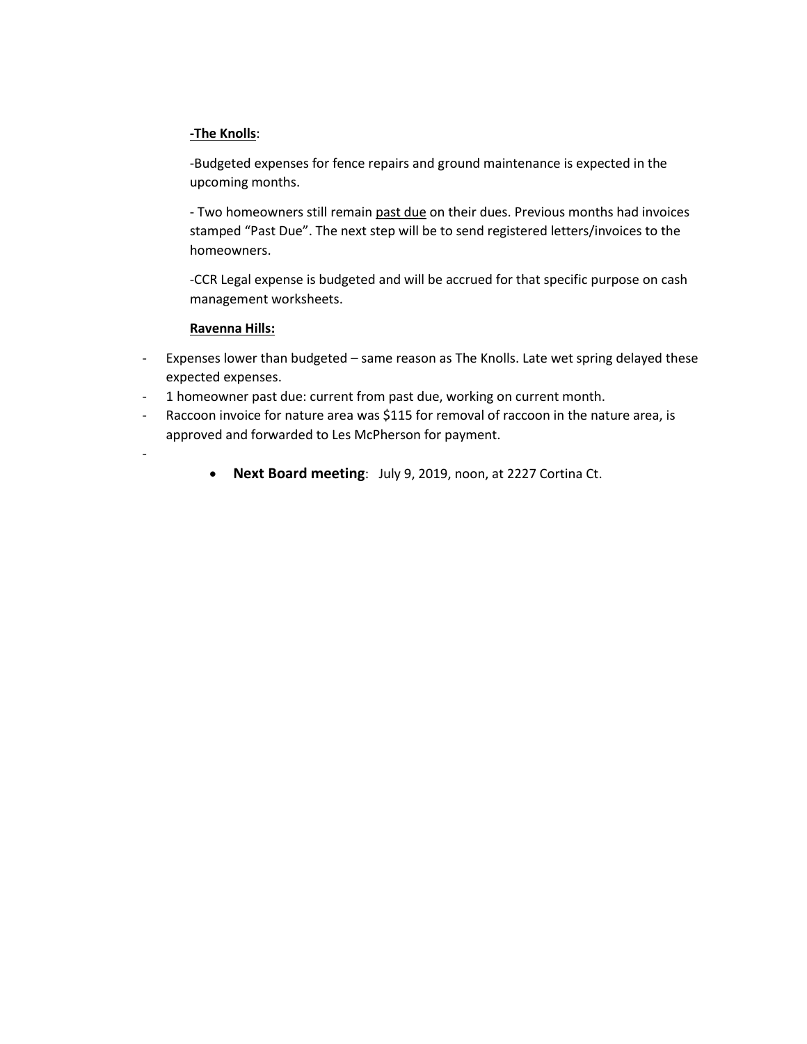**-The Knolls**:

-Budgeted expenses for fence repairs and ground maintenance is expected in the upcoming months.

- Two homeowners still remain past due on their dues. Previous months had invoices stamped "Past Due". The next step will be to send registered letters/invoices to the homeowners.

-CCR Legal expense is budgeted and will be accrued for that specific purpose on cash management worksheets.

**Ravenna Hills:**

- Expenses lower than budgeted – same reason as The Knolls. Late wet spring delayed these expected expenses.
- 1 homeowner past due: current from past due, working on current month.
- Raccoon invoice for nature area was $115 for removal of raccoon in the nature area, is approved and forwarded to Les McPherson for payment.
-

- **Next Board meeting**: July 9, 2019, noon, at 2227 Cortina Ct.